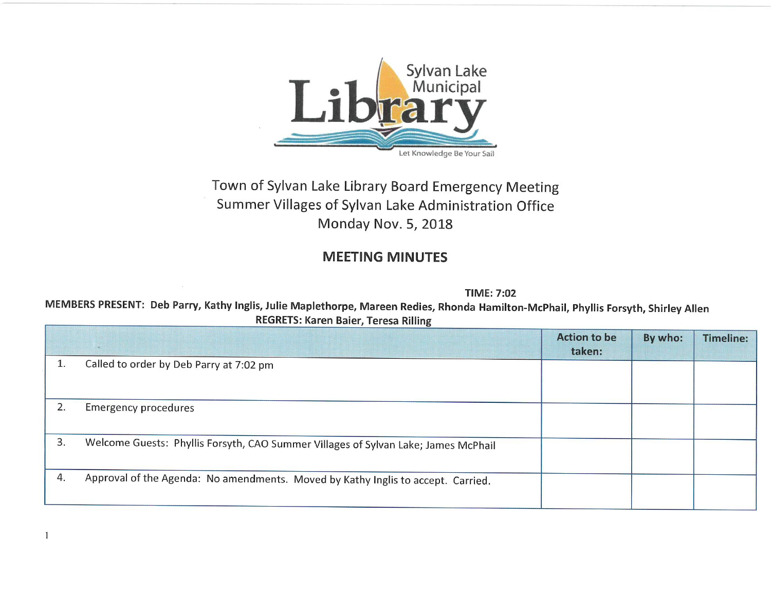Sylvan Lake Municipal Library

Let Knowledge Be Your Sail

# Town of Sylvan Lake Library Board Emergency Meeting

Summer Villages of Sylvan Lake Administration Office

Monday Nov. 5, 2018

## MEETING MINUTES

**TIME: 7:02**

**MEMBERS PRESENT: Deb Parry, Kathy Inglis, Julie Maplethorpe, Mareen Redies, Rhonda Hamilton-McPhail, Phyllis Forsyth, Shirley Allen**

**REGRETS: Karen Baier, Teresa Rilling**

| | Action to be taken: | By who: | Timeline: |
|---|---|---|---|
| 1. Called to order by Deb Parry at 7:02 pm | | | |
| 2. Emergency procedures | | | |
| 3. Welcome Guests: Phyllis Forsyth, CAO Summer Villages of Sylvan Lake; James McPhail | | | |
| 4. Approval of the Agenda: No amendments. Moved by Kathy Inglis to accept. Carried. | | | |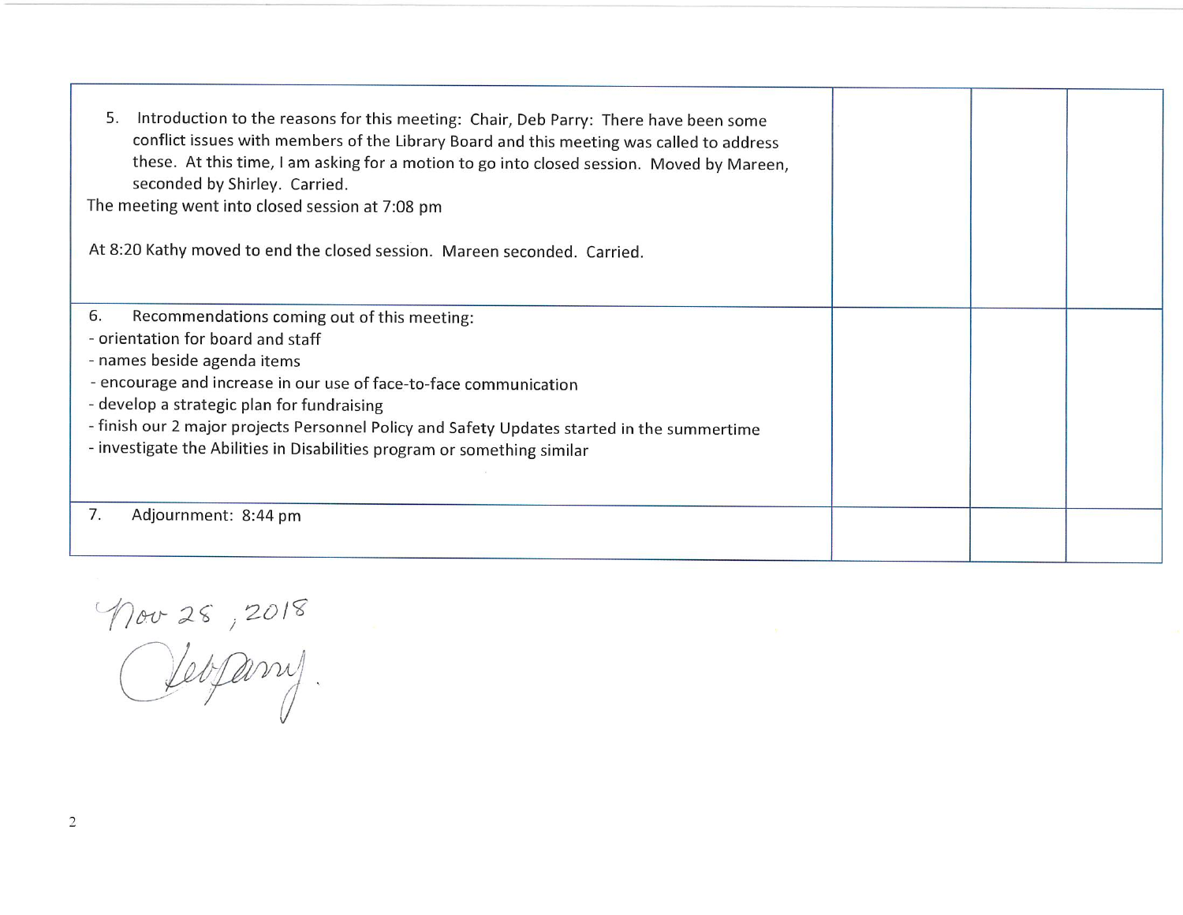| | | | |
|---|---|---|---|
| 5. Introduction to the reasons for this meeting: Chair, Deb Parry: There have been some conflict issues with members of the Library Board and this meeting was called to address these. At this time, I am asking for a motion to go into closed session. Moved by Mareen, seconded by Shirley. Carried.<br>The meeting went into closed session at 7:08 pm<br><br>At 8:20 Kathy moved to end the closed session. Mareen seconded. Carried. | | | |
| 6. Recommendations coming out of this meeting:<br>- orientation for board and staff<br>- names beside agenda items<br>- encourage and increase in our use of face-to-face communication<br>- develop a strategic plan for fundraising<br>- finish our 2 major projects Personnel Policy and Safety Updates started in the summertime<br>- investigate the Abilities in Disabilities program or something similar | | | |
| 7. Adjournment: 8:44 pm | | | |

Nov 28, 2018

Deb Parry